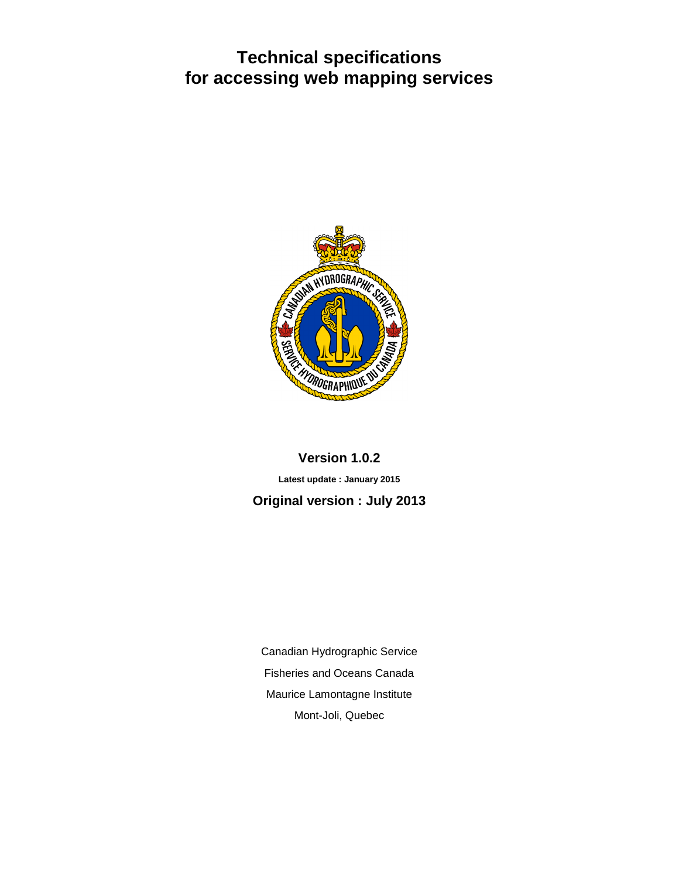# Technical specifications for accessing web mapping services

**Version 1.0.2**

**Latest update : January 2015**

**Original version : July 2013**

Canadian Hydrographic Service

Fisheries and Oceans Canada

Maurice Lamontagne Institute

Mont-Joli, Quebec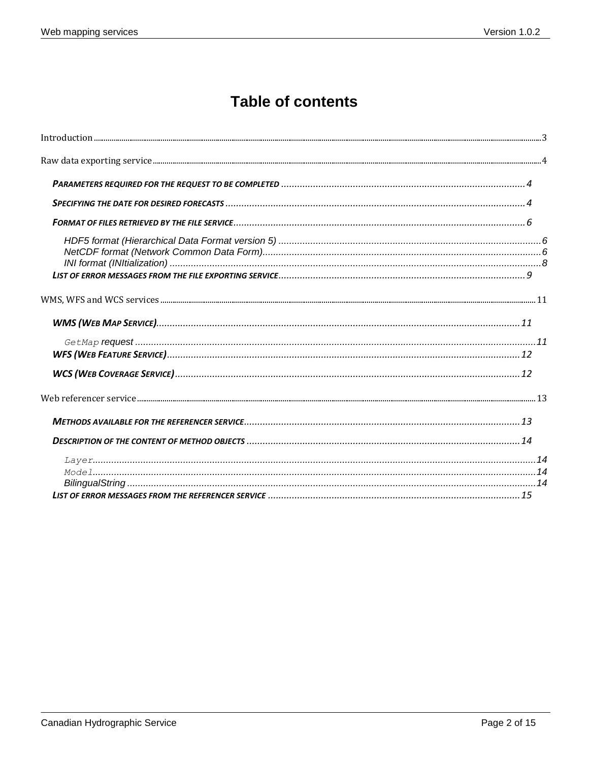# Table of contents

Introduction ........ 3

Raw data exporting service ........ 4

- **PARAMETERS REQUIRED FOR THE REQUEST TO BE COMPLETED** ........ 4
- **SPECIFYING THE DATE FOR DESIRED FORECASTS** ........ 4
- **FORMAT OF FILES RETRIEVED BY THE FILE SERVICE** ........ 6
  - *HDF5 format (Hierarchical Data Format version 5)* ........ 6
  - *NetCDF format (Network Common Data Form)* ........ 6
  - *INI format (INItialization)* ........ 8
- **LIST OF ERROR MESSAGES FROM THE FILE EXPORTING SERVICE** ........ 9

WMS, WFS and WCS services ........ 11

- **WMS (WEB MAP SERVICE)** ........ 11
  - *`GetMap` request* ........ 11
- **WFS (WEB FEATURE SERVICE)** ........ 12
- **WCS (WEB COVERAGE SERVICE)** ........ 12

Web referencer service ........ 13

- **METHODS AVAILABLE FOR THE REFERENCER SERVICE** ........ 13
- **DESCRIPTION OF THE CONTENT OF METHOD OBJECTS** ........ 14
  - *`Layer`* ........ 14
  - *`Model`* ........ 14
  - *BilingualString* ........ 14
- **LIST OF ERROR MESSAGES FROM THE REFERENCER SERVICE** ........ 15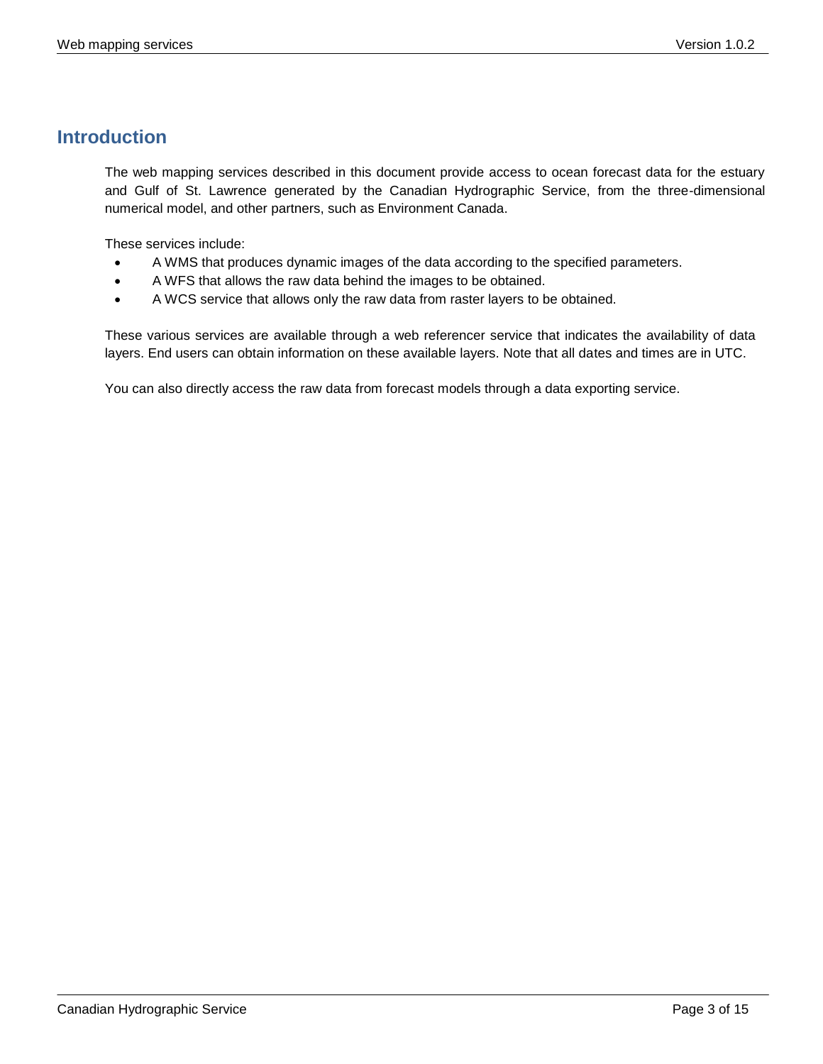# Introduction

The web mapping services described in this document provide access to ocean forecast data for the estuary and Gulf of St. Lawrence generated by the Canadian Hydrographic Service, from the three-dimensional numerical model, and other partners, such as Environment Canada.

These services include:

- A WMS that produces dynamic images of the data according to the specified parameters.
- A WFS that allows the raw data behind the images to be obtained.
- A WCS service that allows only the raw data from raster layers to be obtained.

These various services are available through a web referencer service that indicates the availability of data layers. End users can obtain information on these available layers. Note that all dates and times are in UTC.

You can also directly access the raw data from forecast models through a data exporting service.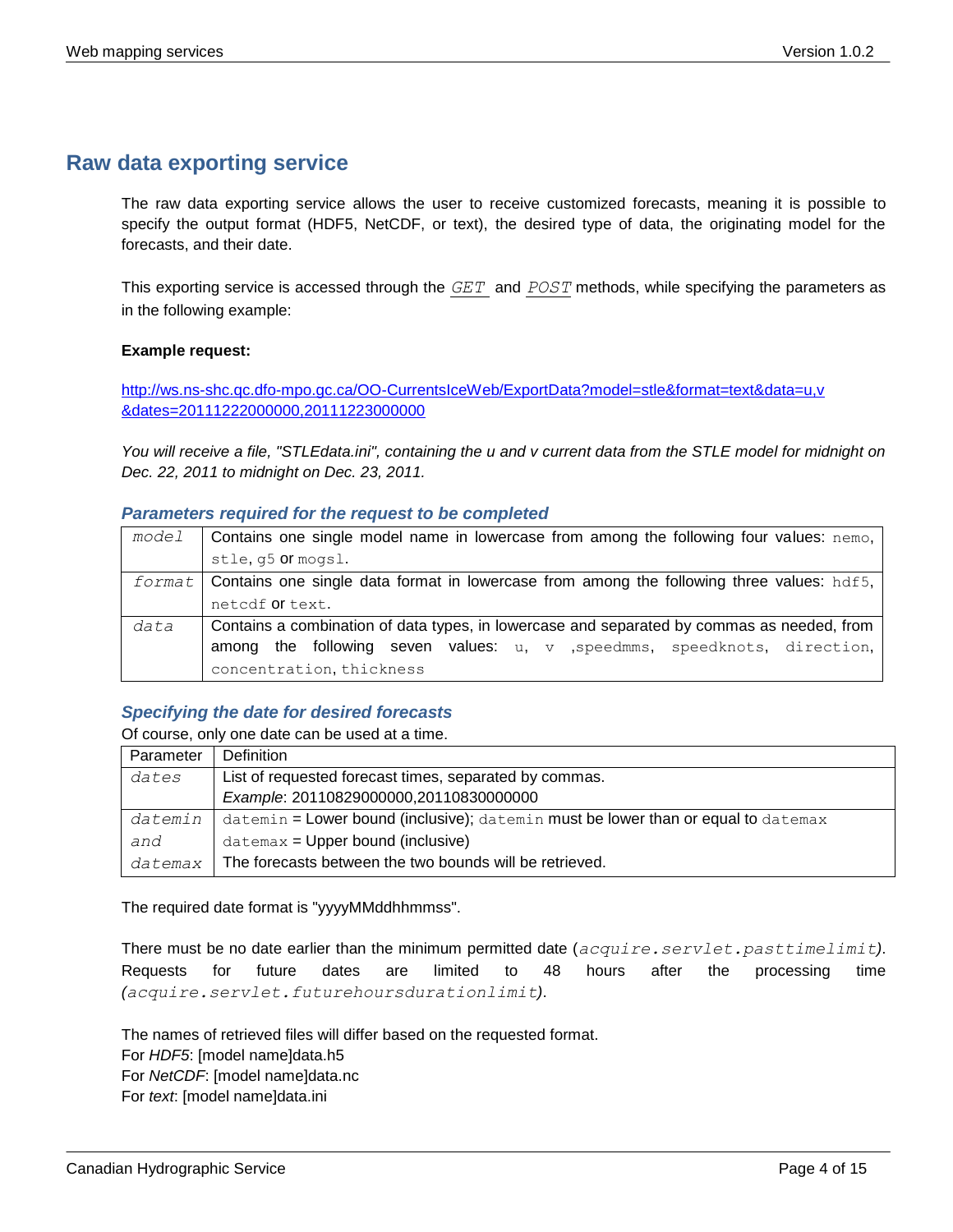## Raw data exporting service

The raw data exporting service allows the user to receive customized forecasts, meaning it is possible to specify the output format (HDF5, NetCDF, or text), the desired type of data, the originating model for the forecasts, and their date.

This exporting service is accessed through the `GET` and `POST` methods, while specifying the parameters as in the following example:

**Example request:**

http://ws.ns-shc.qc.dfo-mpo.gc.ca/OO-CurrentsIceWeb/ExportData?model=stle&format=text&data=u,v&dates=20111222000000,20111223000000

*You will receive a file, "STLEdata.ini", containing the u and v current data from the STLE model for midnight on Dec. 22, 2011 to midnight on Dec. 23, 2011.*

### *Parameters required for the request to be completed*

| | |
|---|---|
| `model` | Contains one single model name in lowercase from among the following four values: `nemo`, `stle`, `g5` or `mogsl`. |
| `format` | Contains one single data format in lowercase from among the following three values: `hdf5`, `netcdf` or `text`. |
| `data` | Contains a combination of data types, in lowercase and separated by commas as needed, from among the following seven values: `u`, `v` ,`speedmms`, `speedknots`, `direction`, `concentration`, `thickness` |

### *Specifying the date for desired forecasts*

Of course, only one date can be used at a time.

| Parameter | Definition |
|---|---|
| `dates` | List of requested forecast times, separated by commas.<br>*Example*: 20110829000000,20110830000000 |
| `datemin` and `datemax` | `datemin` = Lower bound (inclusive); `datemin` must be lower than or equal to `datemax`<br>`datemax` = Upper bound (inclusive)<br>The forecasts between the two bounds will be retrieved. |

The required date format is "yyyyMMddhhmmss".

There must be no date earlier than the minimum permitted date (`acquire.servlet.pasttimelimit`). Requests for future dates are limited to 48 hours after the processing time (`acquire.servlet.futurehoursdurationlimit`).

The names of retrieved files will differ based on the requested format.
For *HDF5*: [model name]data.h5
For *NetCDF*: [model name]data.nc
For *text*: [model name]data.ini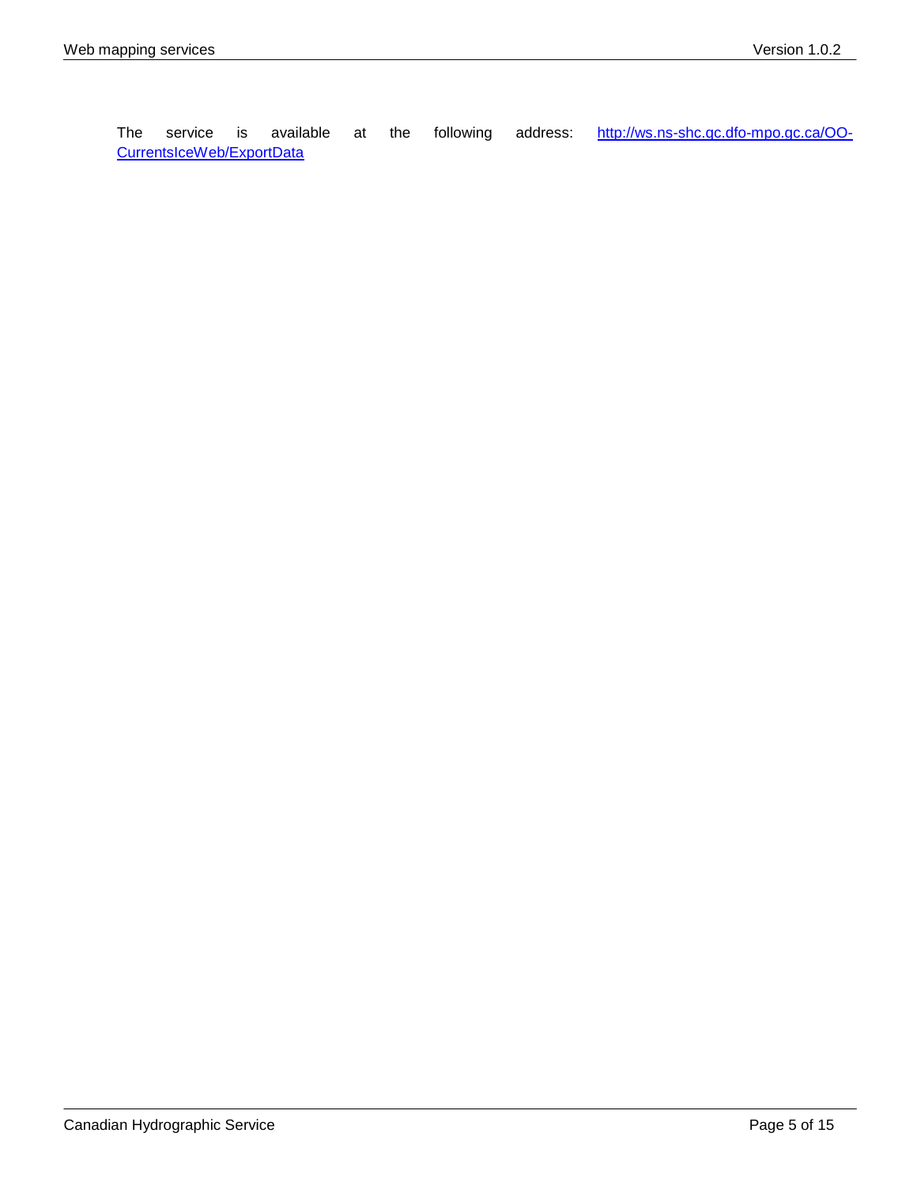The service is available at the following address: [http://ws.ns-shc.qc.dfo-mpo.gc.ca/OO-CurrentsIceWeb/ExportData](http://ws.ns-shc.qc.dfo-mpo.gc.ca/OO-CurrentsIceWeb/ExportData)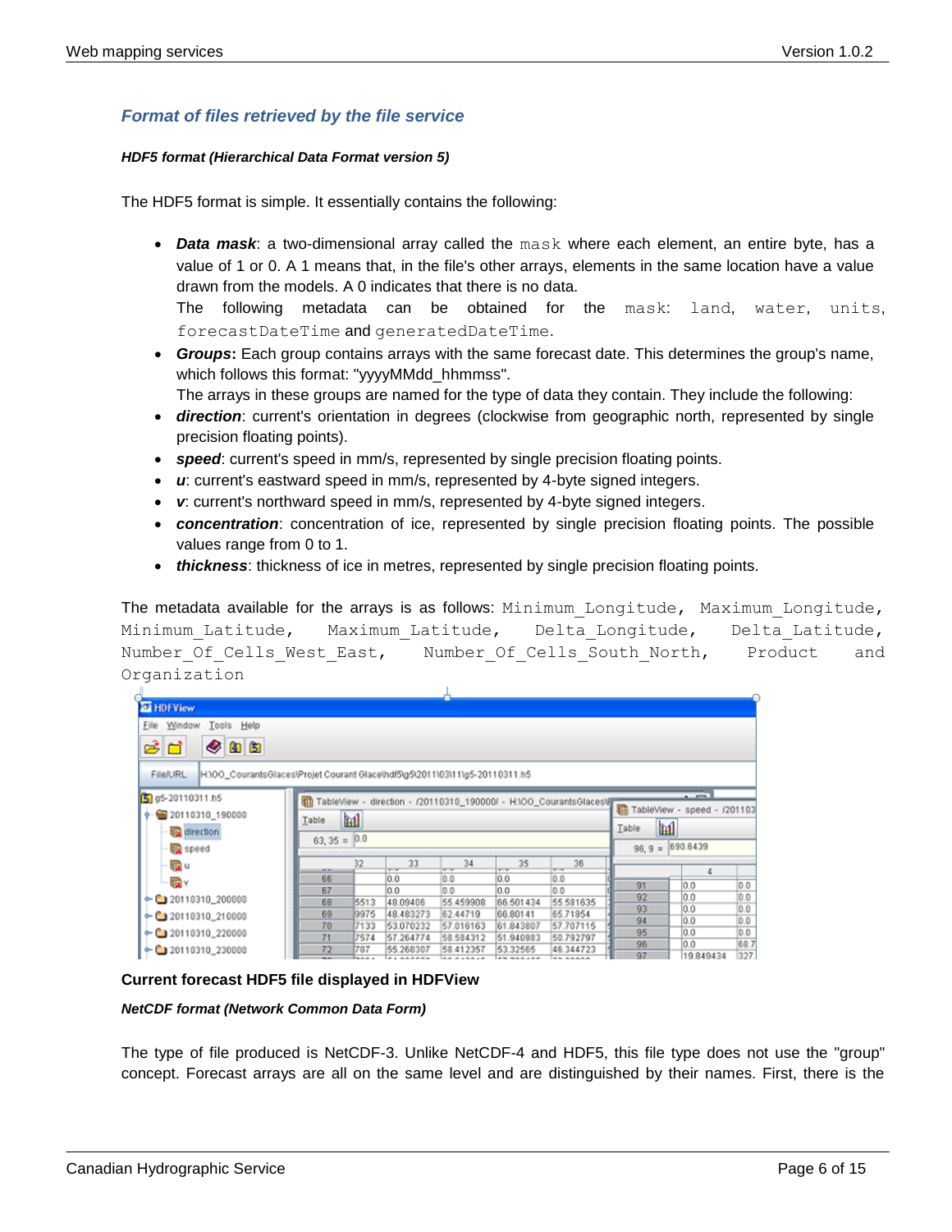## *Format of files retrieved by the file service*

***HDF5 format (Hierarchical Data Format version 5)***

The HDF5 format is simple. It essentially contains the following:

- ***Data mask***: a two-dimensional array called the `mask` where each element, an entire byte, has a value of 1 or 0. A 1 means that, in the file's other arrays, elements in the same location have a value drawn from the models. A 0 indicates that there is no data.
  The following metadata can be obtained for the `mask`: `land`, `water`, `units`, `forecastDateTime` and `generatedDateTime`.
- ***Groups*****:** Each group contains arrays with the same forecast date. This determines the group's name, which follows this format: "yyyyMMdd_hhmmss".
  The arrays in these groups are named for the type of data they contain. They include the following:
- ***direction***: current's orientation in degrees (clockwise from geographic north, represented by single precision floating points).
- ***speed***: current's speed in mm/s, represented by single precision floating points.
- ***u***: current's eastward speed in mm/s, represented by 4-byte signed integers.
- ***v***: current's northward speed in mm/s, represented by 4-byte signed integers.
- ***concentration***: concentration of ice, represented by single precision floating points. The possible values range from 0 to 1.
- ***thickness***: thickness of ice in metres, represented by single precision floating points.

The metadata available for the arrays is as follows: `Minimum_Longitude`, `Maximum_Longitude`, `Minimum_Latitude`, `Maximum_Latitude`, `Delta_Longitude`, `Delta_Latitude`, `Number_Of_Cells_West_East`, `Number_Of_Cells_South_North`, `Product` and `Organization`

**Current forecast HDF5 file displayed in HDFView**

***NetCDF format (Network Common Data Form)***

The type of file produced is NetCDF-3. Unlike NetCDF-4 and HDF5, this file type does not use the "group" concept. Forecast arrays are all on the same level and are distinguished by their names. First, there is the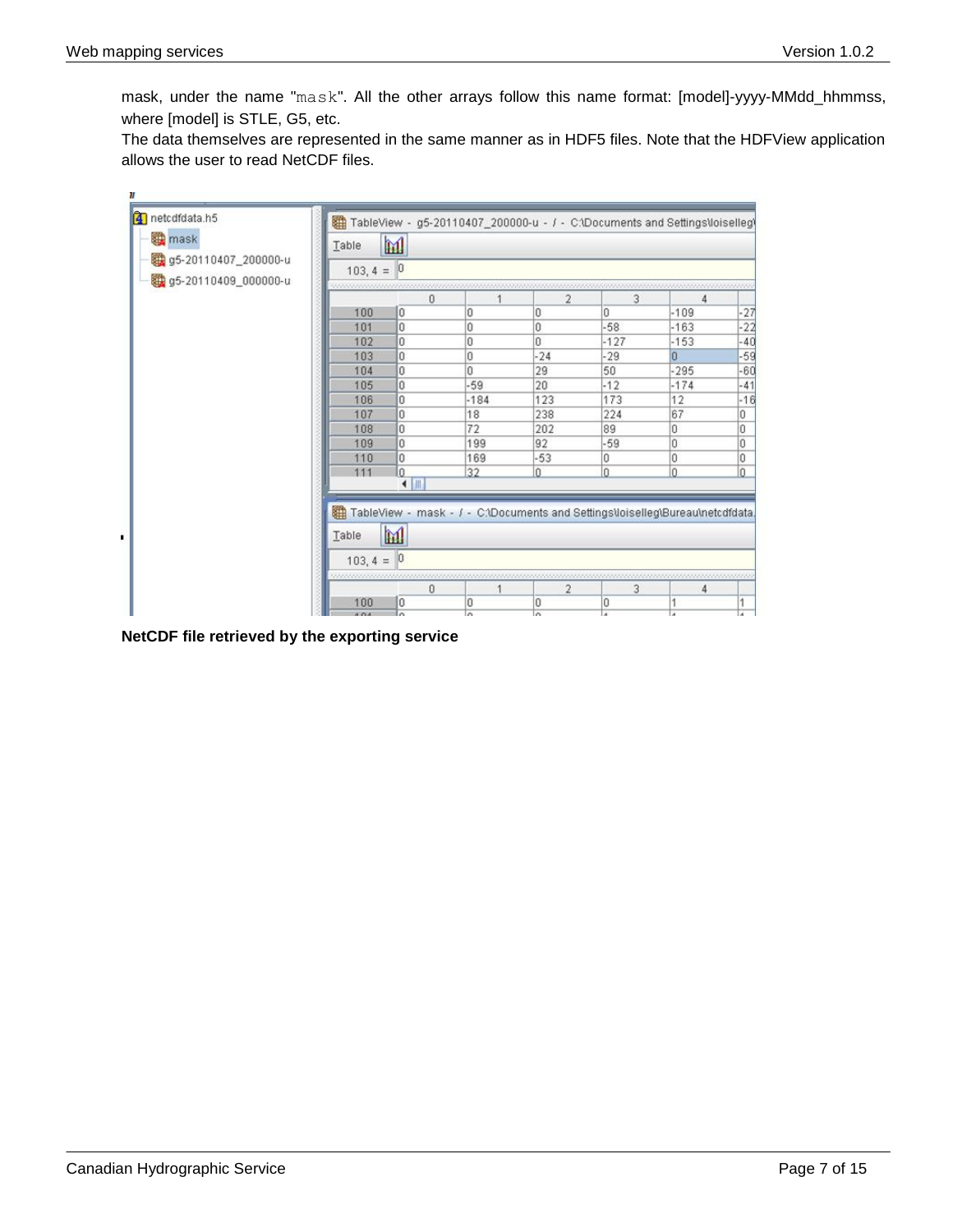mask, under the name "`mask`". All the other arrays follow this name format: [model]-yyyy-MMdd_hhmmss, where [model] is STLE, G5, etc.

The data themselves are represented in the same manner as in HDF5 files. Note that the HDFView application allows the user to read NetCDF files.

**NetCDF file retrieved by the exporting service**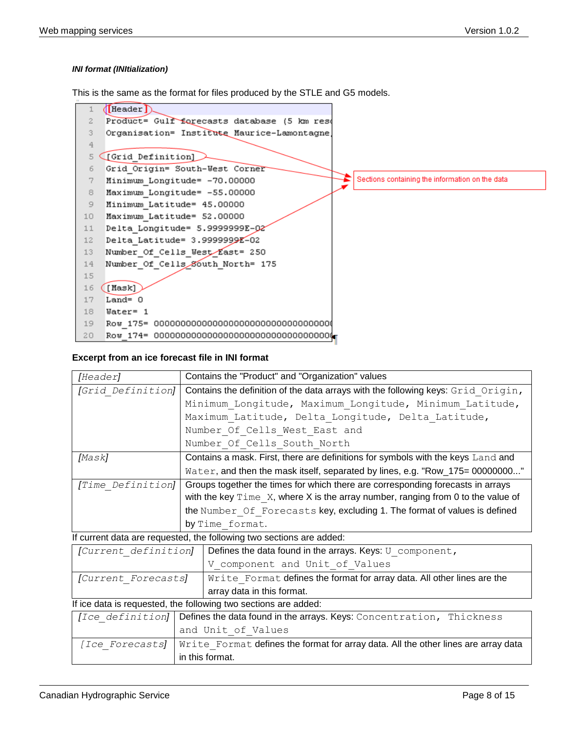*INI format (INItialization)*

This is the same as the format for files produced by the STLE and G5 models.

```
1  [Header]
2  Product= Gulf forecasts database (5 km res
3  Organisation= Institute Maurice-Lamontagne
4
5  [Grid_Definition]
6  Grid_Origin= South-West Corner
7  Minimum_Longitude= -70.00000
8  Maximum_Longitude= -55.00000
9  Minimum_Latitude= 45.00000
10 Maximum_Latitude= 52.00000
11 Delta_Longitude= 5.9999999E-02
12 Delta_Latitude= 3.9999999E-02
13 Number_Of_Cells_West_East= 250
14 Number_Of_Cells_South_North= 175
15
16 [Mask]
17 Land= 0
18 Water= 1
19 Row_175= 000000000000000000000000000000000
20 Row_174= 000000000000000000000000000000000
```

Sections containing the information on the data

**Excerpt from an ice forecast file in INI format**

| | |
|---|---|
| *[Header]* | Contains the "Product" and "Organization" values |
| *[Grid_Definition]* | Contains the definition of the data arrays with the following keys: `Grid_Origin`, `Minimum_Longitude`, `Maximum_Longitude`, `Minimum_Latitude`, `Maximum_Latitude`, `Delta_Longitude`, `Delta_Latitude`, `Number_Of_Cells_West_East` and `Number_Of_Cells_South_North` |
| *[Mask]* | Contains a mask. First, there are definitions for symbols with the keys `Land` and `Water`, and then the mask itself, separated by lines, e.g. "Row_175= 00000000..." |
| *[Time_Definition]* | Groups together the times for which there are corresponding forecasts in arrays with the key `Time_X`, where X is the array number, ranging from 0 to the value of the `Number_Of_Forecasts` key, excluding 1. The format of values is defined by `Time_format`. |

If current data are requested, the following two sections are added:

| | |
|---|---|
| *[Current_definition]* | Defines the data found in the arrays. Keys: `U_component`, `V_component and Unit_of_Values` |
| *[Current_Forecasts]* | `Write_Format` defines the format for array data. All other lines are the array data in this format. |

If ice data is requested, the following two sections are added:

| | |
|---|---|
| *[Ice_definition]* | Defines the data found in the arrays. Keys: `Concentration, Thickness and Unit_of_Values` |
| *[Ice_Forecasts]* | `Write_Format` defines the format for array data. All the other lines are array data in this format. |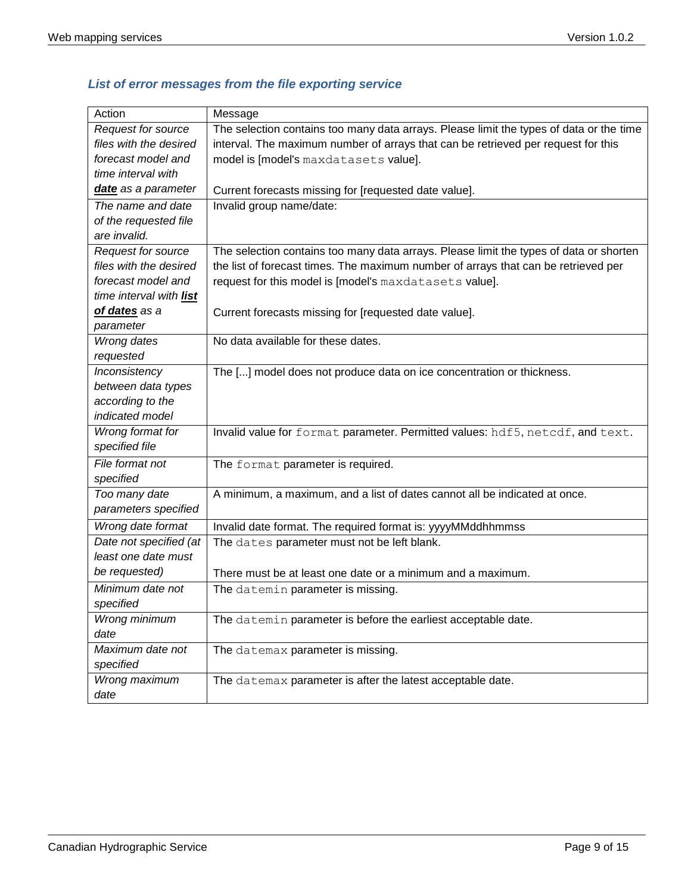### *List of error messages from the file exporting service*

| Action | Message |
| --- | --- |
| *Request for source files with the desired forecast model and time interval with **date** as a parameter* | The selection contains too many data arrays. Please limit the types of data or the time interval. The maximum number of arrays that can be retrieved per request for this model is [model's `maxdatasets` value].<br><br>Current forecasts missing for [requested date value]. |
| *The name and date of the requested file are invalid.* | Invalid group name/date: |
| *Request for source files with the desired forecast model and time interval with **list of dates** as a parameter* | The selection contains too many data arrays. Please limit the types of data or shorten the list of forecast times. The maximum number of arrays that can be retrieved per request for this model is [model's `maxdatasets` value].<br><br>Current forecasts missing for [requested date value]. |
| *Wrong dates requested* | No data available for these dates. |
| *Inconsistency between data types according to the indicated model* | The [...] model does not produce data on ice concentration or thickness. |
| *Wrong format for specified file* | Invalid value for `format` parameter. Permitted values: `hdf5`, `netcdf`, and `text`. |
| *File format not specified* | The `format` parameter is required. |
| *Too many date parameters specified* | A minimum, a maximum, and a list of dates cannot all be indicated at once. |
| *Wrong date format* | Invalid date format. The required format is: yyyyMMddhhmmss |
| *Date not specified (at least one date must be requested)* | The `dates` parameter must not be left blank.<br><br>There must be at least one date or a minimum and a maximum. |
| *Minimum date not specified* | The `datemin` parameter is missing. |
| *Wrong minimum date* | The `datemin` parameter is before the earliest acceptable date. |
| *Maximum date not specified* | The `datemax` parameter is missing. |
| *Wrong maximum date* | The `datemax` parameter is after the latest acceptable date. |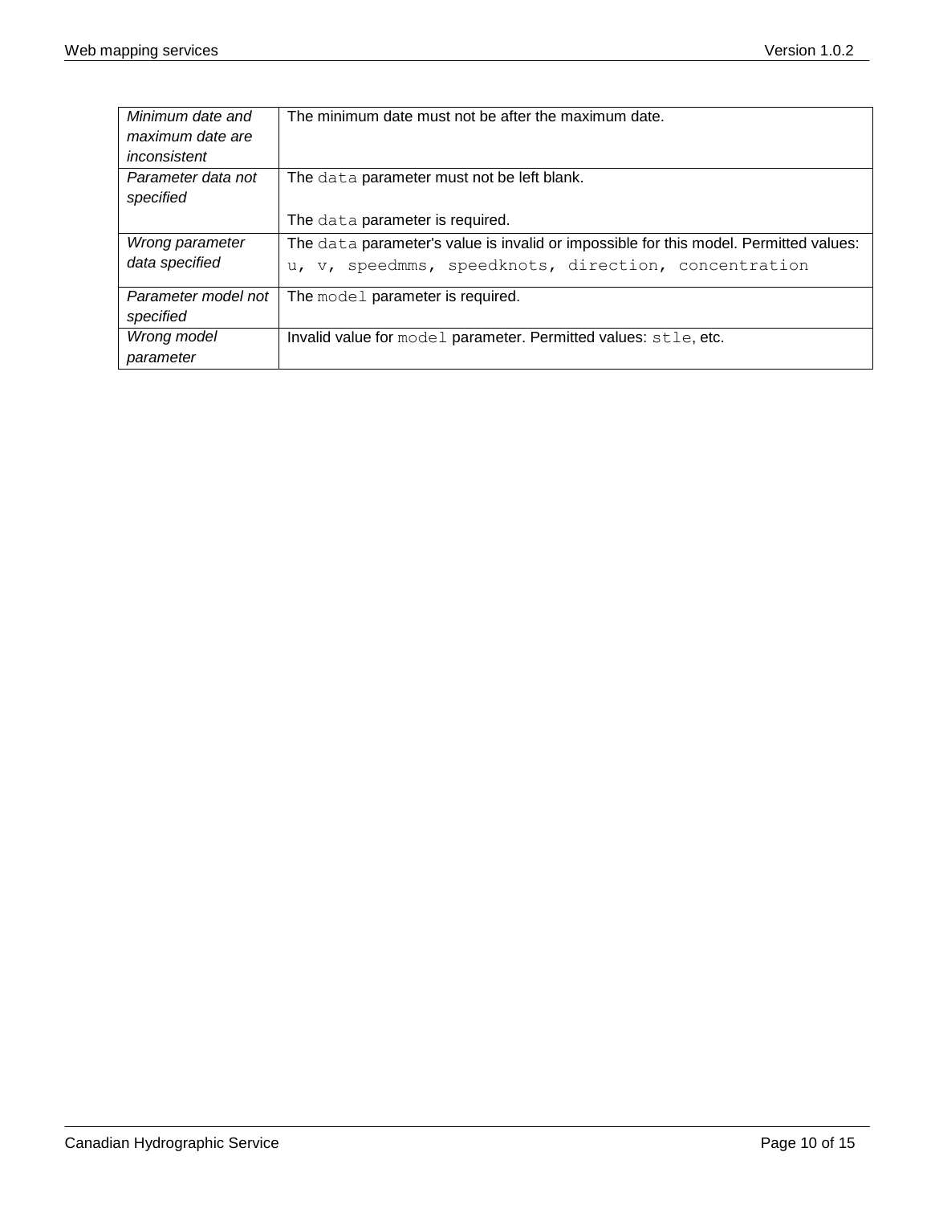| | |
|---|---|
| *Minimum date and maximum date are inconsistent* | The minimum date must not be after the maximum date. |
| *Parameter data not specified* | The `data` parameter must not be left blank.<br><br>The `data` parameter is required. |
| *Wrong parameter data specified* | The `data` parameter's value is invalid or impossible for this model. Permitted values: `u, v, speedmms, speedknots, direction, concentration` |
| *Parameter model not specified* | The `model` parameter is required. |
| *Wrong model parameter* | Invalid value for `model` parameter. Permitted values: `stle`, etc. |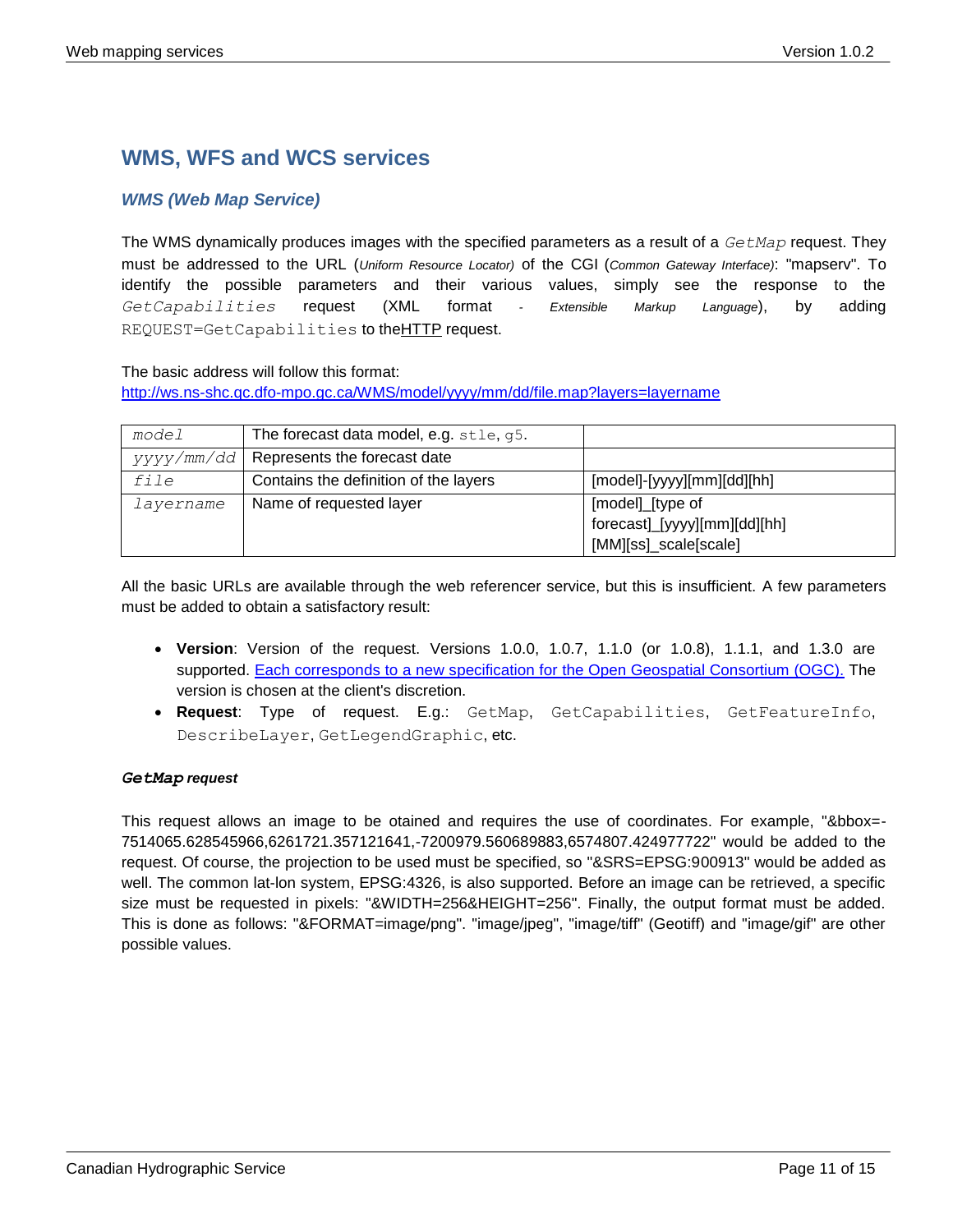## WMS, WFS and WCS services

### *WMS (Web Map Service)*

The WMS dynamically produces images with the specified parameters as a result of a `GetMap` request. They must be addressed to the URL (*Uniform Resource Locator)* of the CGI (*Common Gateway Interface)*: "mapserv". To identify the possible parameters and their various values, simply see the response to the `GetCapabilities` request (XML format - *Extensible Markup Language*), by adding `REQUEST=GetCapabilities` to theHTTP request.

The basic address will follow this format:
http://ws.ns-shc.gc.dfo-mpo.gc.ca/WMS/model/yyyy/mm/dd/file.map?layers=layername

| | | |
|---|---|---|
| *model* | The forecast data model, e.g. `stle`, `g5`. | |
| *yyyy/mm/dd* | Represents the forecast date | |
| *file* | Contains the definition of the layers | [model]-[yyyy][mm][dd][hh] |
| *layername* | Name of requested layer | [model]_[type of forecast]_[yyyy][mm][dd][hh][MM][ss]_scale[scale] |

All the basic URLs are available through the web referencer service, but this is insufficient. A few parameters must be added to obtain a satisfactory result:

- **Version**: Version of the request. Versions 1.0.0, 1.0.7, 1.1.0 (or 1.0.8), 1.1.1, and 1.3.0 are supported. Each corresponds to a new specification for the Open Geospatial Consortium (OGC). The version is chosen at the client's discretion.
- **Request**: Type of request. E.g.: `GetMap`, `GetCapabilities`, `GetFeatureInfo`, `DescribeLayer`, `GetLegendGraphic`, etc.

#### *`GetMap` request*

This request allows an image to be otained and requires the use of coordinates. For example, "&bbox=-7514065.628545966,6261721.357121641,-7200979.560689883,6574807.424977722" would be added to the request. Of course, the projection to be used must be specified, so "&SRS=EPSG:900913" would be added as well. The common lat-lon system, EPSG:4326, is also supported. Before an image can be retrieved, a specific size must be requested in pixels: "&WIDTH=256&HEIGHT=256". Finally, the output format must be added. This is done as follows: "&FORMAT=image/png". "image/jpeg", "image/tiff" (Geotiff) and "image/gif" are other possible values.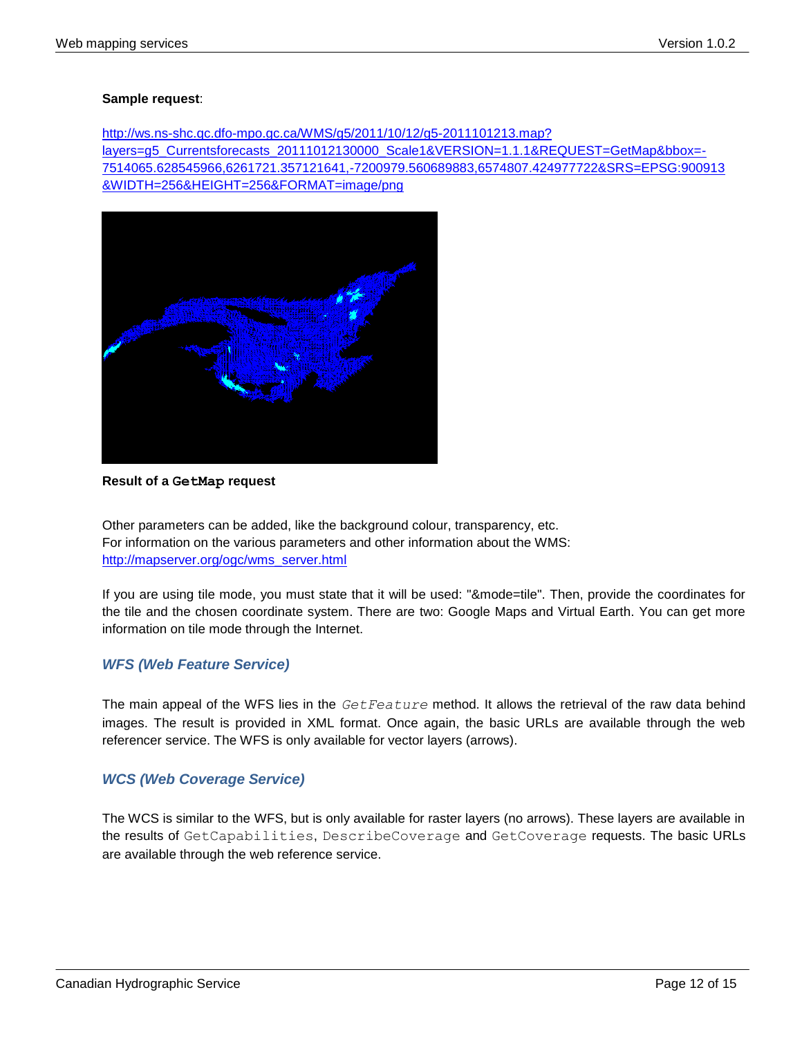**Sample request**:

http://ws.ns-shc.qc.dfo-mpo.gc.ca/WMS/g5/2011/10/12/g5-2011101213.map?layers=g5_Currentsforecasts_20111012130000_Scale1&VERSION=1.1.1&REQUEST=GetMap&bbox=-7514065.628545966,6261721.357121641,-7200979.560689883,6574807.424977722&SRS=EPSG:900913&WIDTH=256&HEIGHT=256&FORMAT=image/png

**Result of a `GetMap` request**

Other parameters can be added, like the background colour, transparency, etc.
For information on the various parameters and other information about the WMS:
http://mapserver.org/ogc/wms_server.html

If you are using tile mode, you must state that it will be used: "&mode=tile". Then, provide the coordinates for the tile and the chosen coordinate system. There are two: Google Maps and Virtual Earth. You can get more information on tile mode through the Internet.

### *WFS (Web Feature Service)*

The main appeal of the WFS lies in the *`GetFeature`* method. It allows the retrieval of the raw data behind images. The result is provided in XML format. Once again, the basic URLs are available through the web referencer service. The WFS is only available for vector layers (arrows).

### *WCS (Web Coverage Service)*

The WCS is similar to the WFS, but is only available for raster layers (no arrows). These layers are available in the results of `GetCapabilities`, `DescribeCoverage` and `GetCoverage` requests. The basic URLs are available through the web reference service.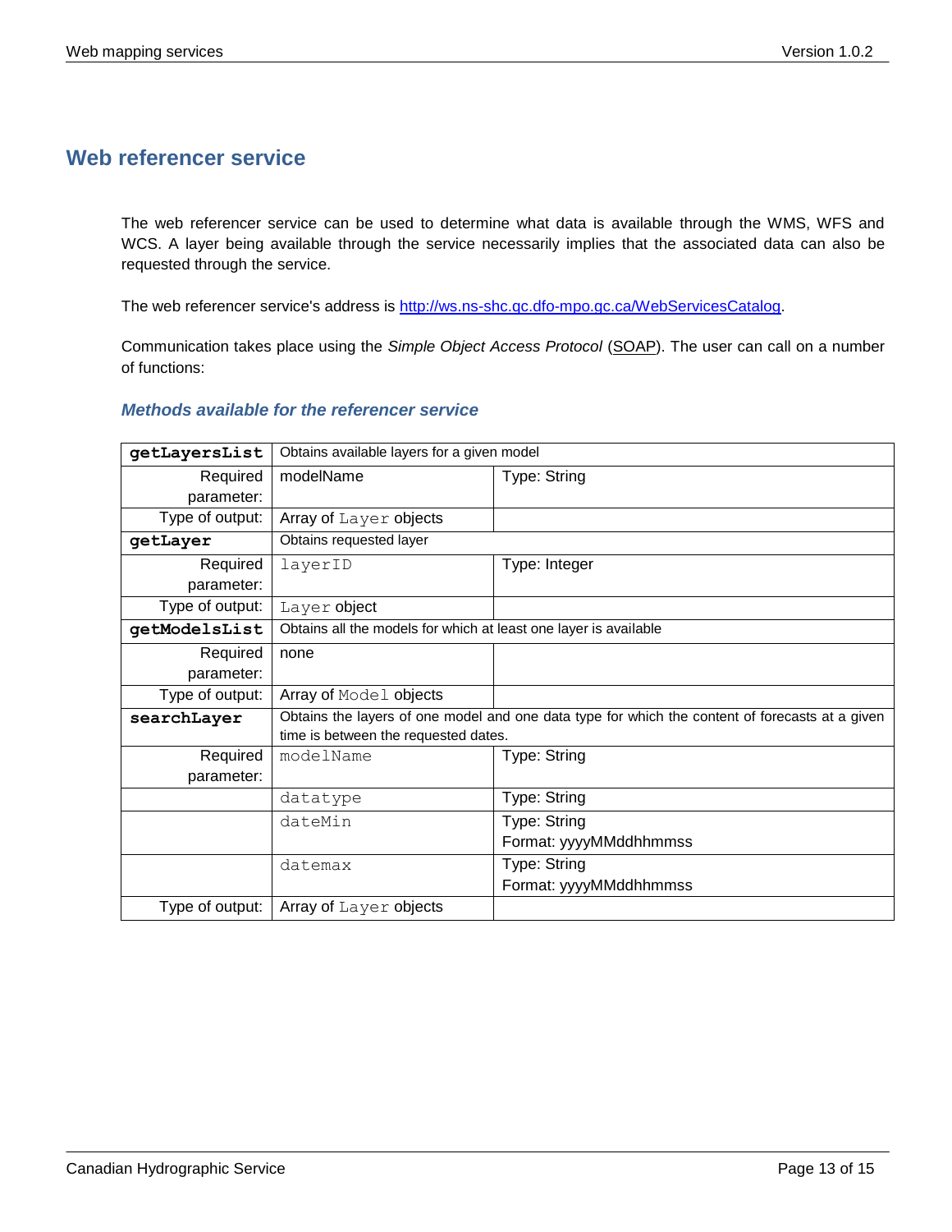## Web referencer service

The web referencer service can be used to determine what data is available through the WMS, WFS and WCS. A layer being available through the service necessarily implies that the associated data can also be requested through the service.

The web referencer service's address is [http://ws.ns-shc.qc.dfo-mpo.gc.ca/WebServicesCatalog](http://ws.ns-shc.qc.dfo-mpo.gc.ca/WebServicesCatalog).

Communication takes place using the *Simple Object Access Protocol* (SOAP). The user can call on a number of functions:

### *Methods available for the referencer service*

| **getLayersList** | Obtains available layers for a given model | |
|---|---|---|
| Required parameter: | modelName | Type: String |
| Type of output: | Array of `Layer` objects | |
| **getLayer** | Obtains requested layer | |
| Required parameter: | `layerID` | Type: Integer |
| Type of output: | `Layer` object | |
| **getModelsList** | Obtains all the models for which at least one layer is available | |
| Required parameter: | none | |
| Type of output: | Array of `Model` objects | |
| **searchLayer** | Obtains the layers of one model and one data type for which the content of forecasts at a given time is between the requested dates. | |
| Required parameter: | `modelName` | Type: String |
| | `datatype` | Type: String |
| | `dateMin` | Type: String<br>Format: yyyyMMddhhmmss |
| | `datemax` | Type: String<br>Format: yyyyMMddhhmmss |
| Type of output: | Array of `Layer` objects | |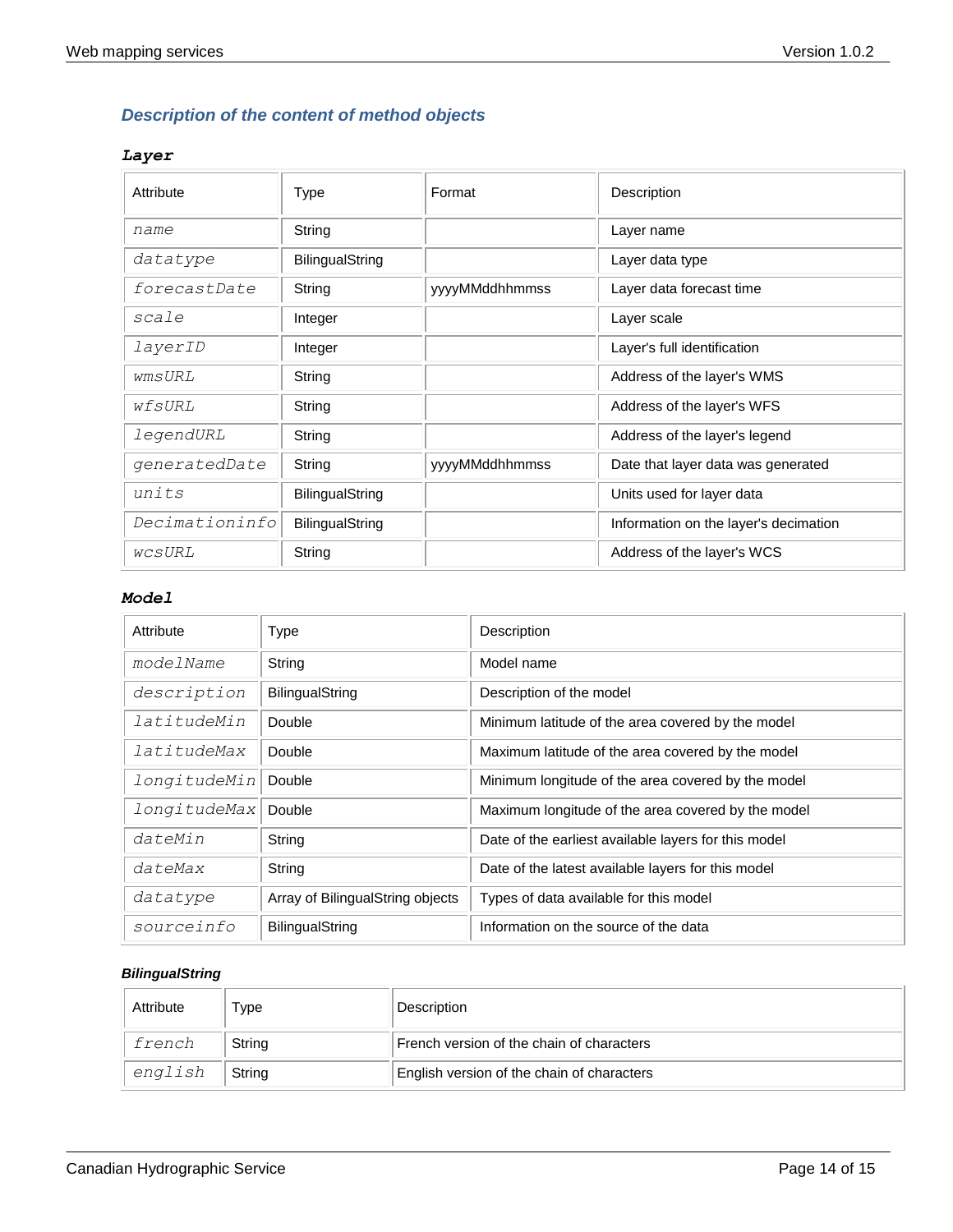### *Description of the content of method objects*

#### *Layer*

| Attribute | Type | Format | Description |
|---|---|---|---|
| *name* | String | | Layer name |
| *datatype* | BilingualString | | Layer data type |
| *forecastDate* | String | yyyyMMddhhmmss | Layer data forecast time |
| *scale* | Integer | | Layer scale |
| *layerID* | Integer | | Layer's full identification |
| *wmsURL* | String | | Address of the layer's WMS |
| *wfsURL* | String | | Address of the layer's WFS |
| *legendURL* | String | | Address of the layer's legend |
| *generatedDate* | String | yyyyMMddhhmmss | Date that layer data was generated |
| *units* | BilingualString | | Units used for layer data |
| *Decimationinfo* | BilingualString | | Information on the layer's decimation |
| *wcsURL* | String | | Address of the layer's WCS |

#### *Model*

| Attribute | Type | Description |
|---|---|---|
| *modelName* | String | Model name |
| *description* | BilingualString | Description of the model |
| *latitudeMin* | Double | Minimum latitude of the area covered by the model |
| *latitudeMax* | Double | Maximum latitude of the area covered by the model |
| *longitudeMin* | Double | Minimum longitude of the area covered by the model |
| *longitudeMax* | Double | Maximum longitude of the area covered by the model |
| *dateMin* | String | Date of the earliest available layers for this model |
| *dateMax* | String | Date of the latest available layers for this model |
| *datatype* | Array of BilingualString objects | Types of data available for this model |
| *sourceinfo* | BilingualString | Information on the source of the data |

#### *BilingualString*

| Attribute | Type | Description |
|---|---|---|
| *french* | String | French version of the chain of characters |
| *english* | String | English version of the chain of characters |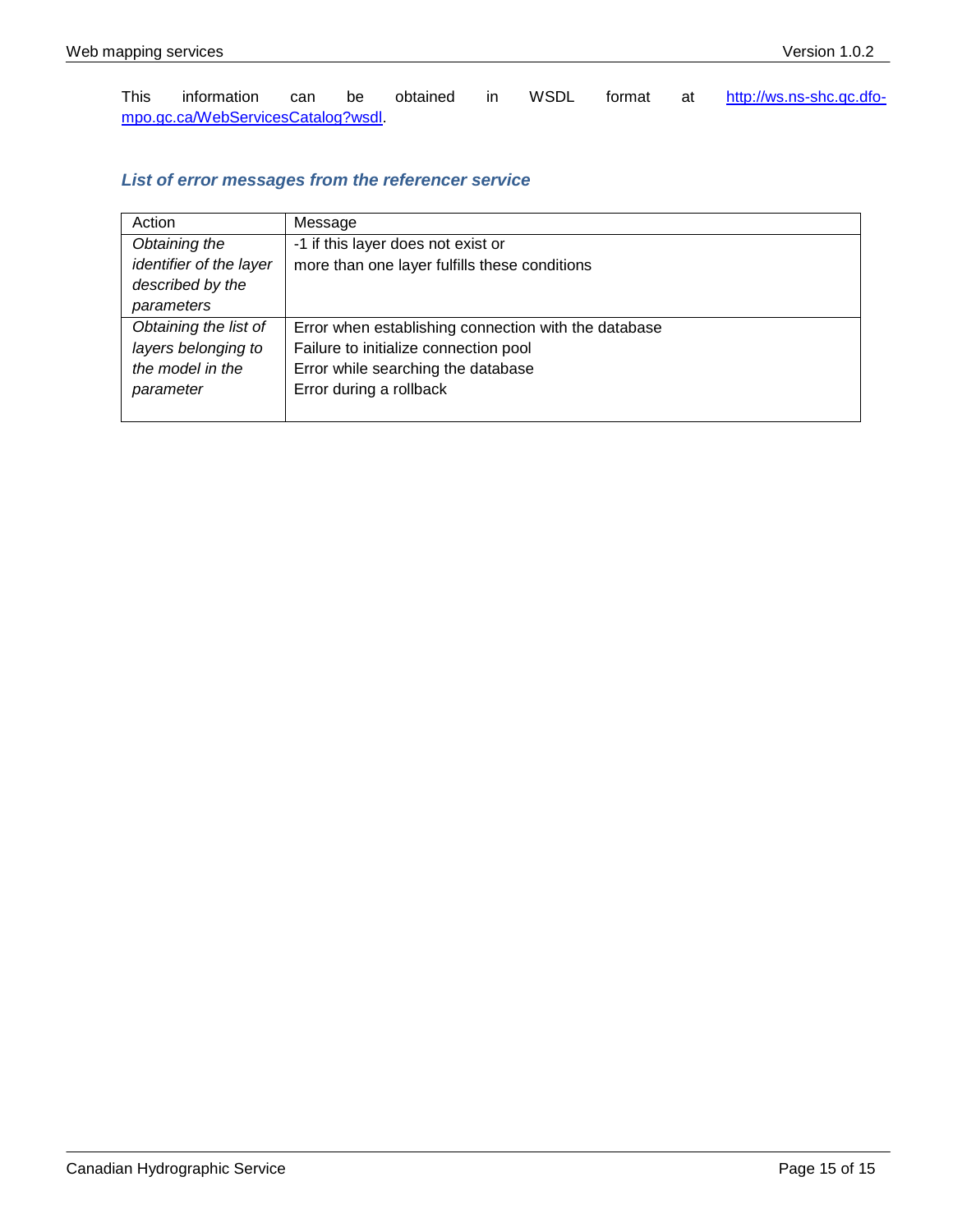This information can be obtained in WSDL format at [http://ws.ns-shc.qc.dfo-mpo.gc.ca/WebServicesCatalog?wsdl](http://ws.ns-shc.qc.dfo-mpo.gc.ca/WebServicesCatalog?wsdl).

### *List of error messages from the referencer service*

| Action | Message |
|---|---|
| *Obtaining the identifier of the layer described by the parameters* | -1 if this layer does not exist or<br>more than one layer fulfills these conditions |
| *Obtaining the list of layers belonging to the model in the parameter* | Error when establishing connection with the database<br>Failure to initialize connection pool<br>Error while searching the database<br>Error during a rollback |